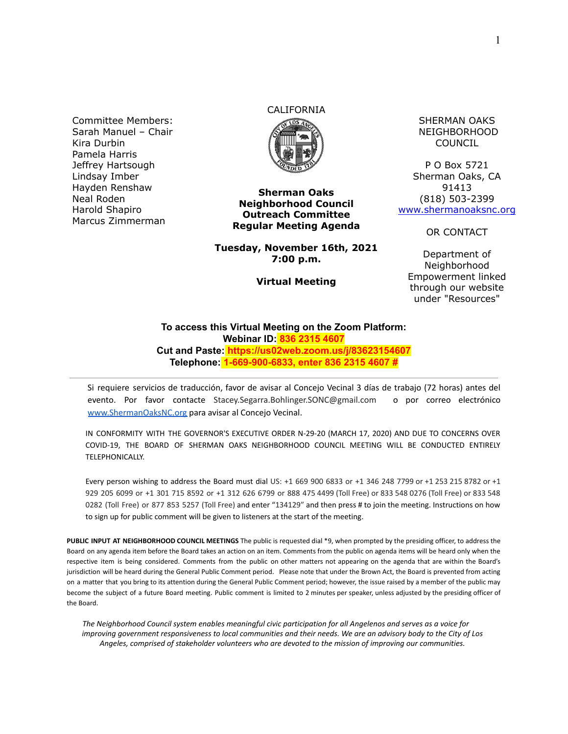Committee Members:
Sarah Manuel – Chair
Kira Durbin
Pamela Harris
Jeffrey Hartsough
Lindsay Imber
Hayden Renshaw
Neal Roden
Harold Shapiro
Marcus Zimmerman

CALIFORNIA

**Sherman Oaks Neighborhood Council Outreach Committee Regular Meeting Agenda**

**Tuesday, November 16th, 2021**
**7:00 p.m.**

**Virtual Meeting**

SHERMAN OAKS NEIGHBORHOOD COUNCIL

P O Box 5721
Sherman Oaks, CA 91413
(818) 503-2399
[www.shermanoaksnc.org](http://www.shermanoaksnc.org)

OR CONTACT

Department of Neighborhood Empowerment linked through our website under "Resources"

**To access this Virtual Meeting on the Zoom Platform:**
**Webinar ID: 836 2315 4607**
**Cut and Paste: https://us02web.zoom.us/j/83623154607**
**Telephone: 1-669-900-6833, enter 836 2315 4607 #**

---

Si requiere servicios de traducción, favor de avisar al Concejo Vecinal 3 días de trabajo (72 horas) antes del evento. Por favor contacte Stacey.Segarra.Bohlinger.SONC@gmail.com o por correo electrónico [www.ShermanOaksNC.org](http://www.ShermanOaksNC.org) para avisar al Concejo Vecinal.

IN CONFORMITY WITH THE GOVERNOR'S EXECUTIVE ORDER N-29-20 (MARCH 17, 2020) AND DUE TO CONCERNS OVER COVID-19, THE BOARD OF SHERMAN OAKS NEIGHBORHOOD COUNCIL MEETING WILL BE CONDUCTED ENTIRELY TELEPHONICALLY.

Every person wishing to address the Board must dial US: +1 669 900 6833 or +1 346 248 7799 or +1 253 215 8782 or +1 929 205 6099 or +1 301 715 8592 or +1 312 626 6799 or 888 475 4499 (Toll Free) or 833 548 0276 (Toll Free) or 833 548 0282 (Toll Free) or 877 853 5257 (Toll Free) and enter "134129" and then press # to join the meeting. Instructions on how to sign up for public comment will be given to listeners at the start of the meeting.

**PUBLIC INPUT AT NEIGHBORHOOD COUNCIL MEETINGS** The public is requested dial *9, when prompted by the presiding officer, to address the Board on any agenda item before the Board takes an action on an item. Comments from the public on agenda items will be heard only when the respective item is being considered. Comments from the public on other matters not appearing on the agenda that are within the Board's jurisdiction will be heard during the General Public Comment period. Please note that under the Brown Act, the Board is prevented from acting on a matter that you bring to its attention during the General Public Comment period; however, the issue raised by a member of the public may become the subject of a future Board meeting. Public comment is limited to 2 minutes per speaker, unless adjusted by the presiding officer of the Board.

*The Neighborhood Council system enables meaningful civic participation for all Angelenos and serves as a voice for improving government responsiveness to local communities and their needs. We are an advisory body to the City of Los Angeles, comprised of stakeholder volunteers who are devoted to the mission of improving our communities.*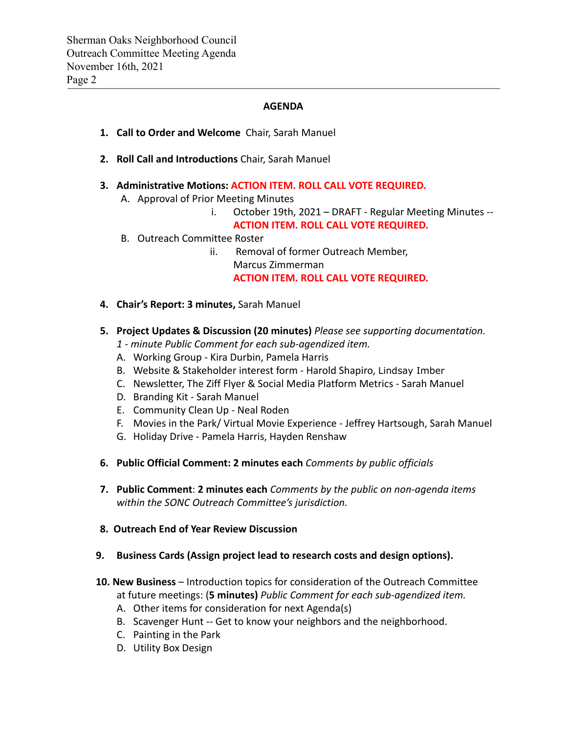## AGENDA

1. **Call to Order and Welcome** Chair, Sarah Manuel

2. **Roll Call and Introductions** Chair, Sarah Manuel

3. **Administrative Motions: ACTION ITEM. ROLL CALL VOTE REQUIRED.**
   A. Approval of Prior Meeting Minutes
      i. October 19th, 2021 – DRAFT - Regular Meeting Minutes -- **ACTION ITEM. ROLL CALL VOTE REQUIRED.**
   B. Outreach Committee Roster
      ii. Removal of former Outreach Member, Marcus Zimmerman **ACTION ITEM. ROLL CALL VOTE REQUIRED.**

4. **Chair's Report: 3 minutes,** Sarah Manuel

5. **Project Updates & Discussion (20 minutes)** *Please see supporting documentation. 1 - minute Public Comment for each sub-agendized item.*
   A. Working Group - Kira Durbin, Pamela Harris
   B. Website & Stakeholder interest form - Harold Shapiro, Lindsay Imber
   C. Newsletter, The Ziff Flyer & Social Media Platform Metrics - Sarah Manuel
   D. Branding Kit - Sarah Manuel
   E. Community Clean Up - Neal Roden
   F. Movies in the Park/ Virtual Movie Experience - Jeffrey Hartsough, Sarah Manuel
   G. Holiday Drive - Pamela Harris, Hayden Renshaw

6. **Public Official Comment: 2 minutes each** *Comments by public officials*

7. **Public Comment**: **2 minutes each** *Comments by the public on non-agenda items within the SONC Outreach Committee's jurisdiction.*

8. **Outreach End of Year Review Discussion**

9. **Business Cards (Assign project lead to research costs and design options).**

10. **New Business** – Introduction topics for consideration of the Outreach Committee at future meetings: (**5 minutes)** *Public Comment for each sub-agendized item.*
    A. Other items for consideration for next Agenda(s)
    B. Scavenger Hunt -- Get to know your neighbors and the neighborhood.
    C. Painting in the Park
    D. Utility Box Design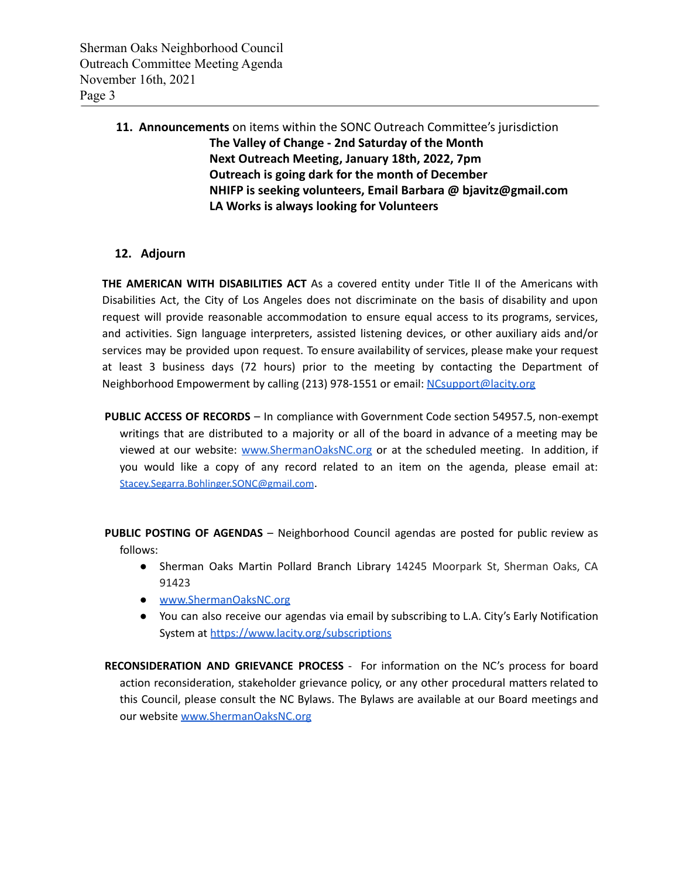11. **Announcements** on items within the SONC Outreach Committee's jurisdiction

    **The Valley of Change - 2nd Saturday of the Month**
    **Next Outreach Meeting, January 18th, 2022, 7pm**
    **Outreach is going dark for the month of December**
    **NHIFP is seeking volunteers, Email Barbara @ bjavitz@gmail.com**
    **LA Works is always looking for Volunteers**

12. **Adjourn**

**THE AMERICAN WITH DISABILITIES ACT** As a covered entity under Title II of the Americans with Disabilities Act, the City of Los Angeles does not discriminate on the basis of disability and upon request will provide reasonable accommodation to ensure equal access to its programs, services, and activities. Sign language interpreters, assisted listening devices, or other auxiliary aids and/or services may be provided upon request. To ensure availability of services, please make your request at least 3 business days (72 hours) prior to the meeting by contacting the Department of Neighborhood Empowerment by calling (213) 978-1551 or email: NCsupport@lacity.org

**PUBLIC ACCESS OF RECORDS** – In compliance with Government Code section 54957.5, non-exempt writings that are distributed to a majority or all of the board in advance of a meeting may be viewed at our website: www.ShermanOaksNC.org or at the scheduled meeting. In addition, if you would like a copy of any record related to an item on the agenda, please email at: Stacey.Segarra.Bohlinger.SONC@gmail.com.

**PUBLIC POSTING OF AGENDAS** – Neighborhood Council agendas are posted for public review as follows:

- Sherman Oaks Martin Pollard Branch Library 14245 Moorpark St, Sherman Oaks, CA 91423
- www.ShermanOaksNC.org
- You can also receive our agendas via email by subscribing to L.A. City's Early Notification System at https://www.lacity.org/subscriptions

**RECONSIDERATION AND GRIEVANCE PROCESS** - For information on the NC's process for board action reconsideration, stakeholder grievance policy, or any other procedural matters related to this Council, please consult the NC Bylaws. The Bylaws are available at our Board meetings and our website www.ShermanOaksNC.org